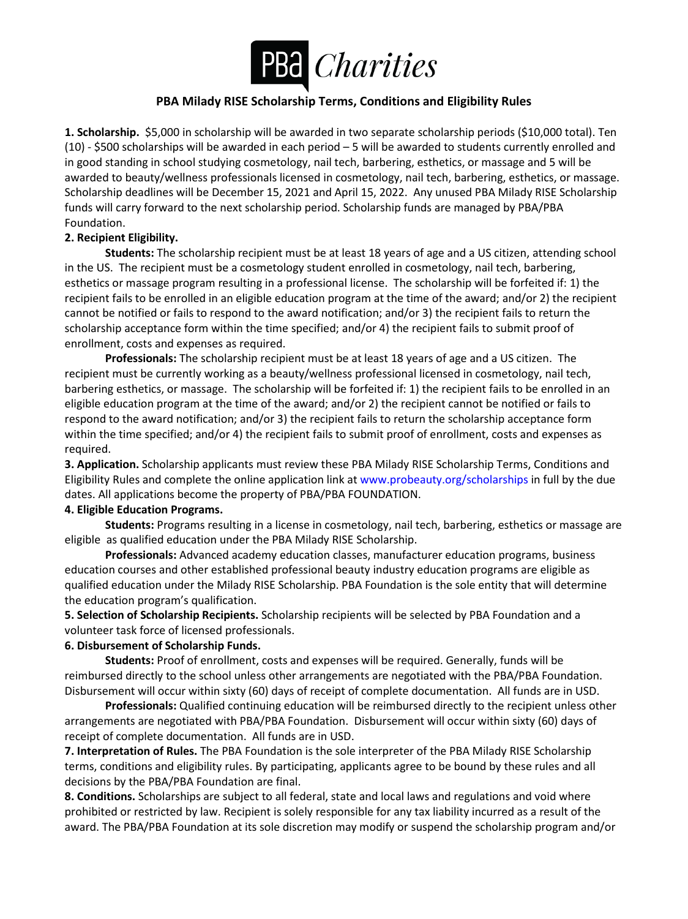# PBA Charities

## PBA Milady RISE Scholarship Terms, Conditions and Eligibility Rules

**1. Scholarship.** $5,000 in scholarship will be awarded in two separate scholarship periods ($10,000 total). Ten (10) - $500 scholarships will be awarded in each period – 5 will be awarded to students currently enrolled and in good standing in school studying cosmetology, nail tech, barbering, esthetics, or massage and 5 will be awarded to beauty/wellness professionals licensed in cosmetology, nail tech, barbering, esthetics, or massage. Scholarship deadlines will be December 15, 2021 and April 15, 2022. Any unused PBA Milady RISE Scholarship funds will carry forward to the next scholarship period. Scholarship funds are managed by PBA/PBA Foundation.

**2. Recipient Eligibility.**

**Students:** The scholarship recipient must be at least 18 years of age and a US citizen, attending school in the US. The recipient must be a cosmetology student enrolled in cosmetology, nail tech, barbering, esthetics or massage program resulting in a professional license. The scholarship will be forfeited if: 1) the recipient fails to be enrolled in an eligible education program at the time of the award; and/or 2) the recipient cannot be notified or fails to respond to the award notification; and/or 3) the recipient fails to return the scholarship acceptance form within the time specified; and/or 4) the recipient fails to submit proof of enrollment, costs and expenses as required.

**Professionals:** The scholarship recipient must be at least 18 years of age and a US citizen. The recipient must be currently working as a beauty/wellness professional licensed in cosmetology, nail tech, barbering esthetics, or massage. The scholarship will be forfeited if: 1) the recipient fails to be enrolled in an eligible education program at the time of the award; and/or 2) the recipient cannot be notified or fails to respond to the award notification; and/or 3) the recipient fails to return the scholarship acceptance form within the time specified; and/or 4) the recipient fails to submit proof of enrollment, costs and expenses as required.

**3. Application.** Scholarship applicants must review these PBA Milady RISE Scholarship Terms, Conditions and Eligibility Rules and complete the online application link at www.probeauty.org/scholarships in full by the due dates. All applications become the property of PBA/PBA FOUNDATION.

**4. Eligible Education Programs.**

**Students:** Programs resulting in a license in cosmetology, nail tech, barbering, esthetics or massage are eligible as qualified education under the PBA Milady RISE Scholarship.

**Professionals:** Advanced academy education classes, manufacturer education programs, business education courses and other established professional beauty industry education programs are eligible as qualified education under the Milady RISE Scholarship. PBA Foundation is the sole entity that will determine the education program's qualification.

**5. Selection of Scholarship Recipients.** Scholarship recipients will be selected by PBA Foundation and a volunteer task force of licensed professionals.

**6. Disbursement of Scholarship Funds.**

**Students:** Proof of enrollment, costs and expenses will be required. Generally, funds will be reimbursed directly to the school unless other arrangements are negotiated with the PBA/PBA Foundation. Disbursement will occur within sixty (60) days of receipt of complete documentation. All funds are in USD.

**Professionals:** Qualified continuing education will be reimbursed directly to the recipient unless other arrangements are negotiated with PBA/PBA Foundation. Disbursement will occur within sixty (60) days of receipt of complete documentation. All funds are in USD.

**7. Interpretation of Rules.** The PBA Foundation is the sole interpreter of the PBA Milady RISE Scholarship terms, conditions and eligibility rules. By participating, applicants agree to be bound by these rules and all decisions by the PBA/PBA Foundation are final.

**8. Conditions.** Scholarships are subject to all federal, state and local laws and regulations and void where prohibited or restricted by law. Recipient is solely responsible for any tax liability incurred as a result of the award. The PBA/PBA Foundation at its sole discretion may modify or suspend the scholarship program and/or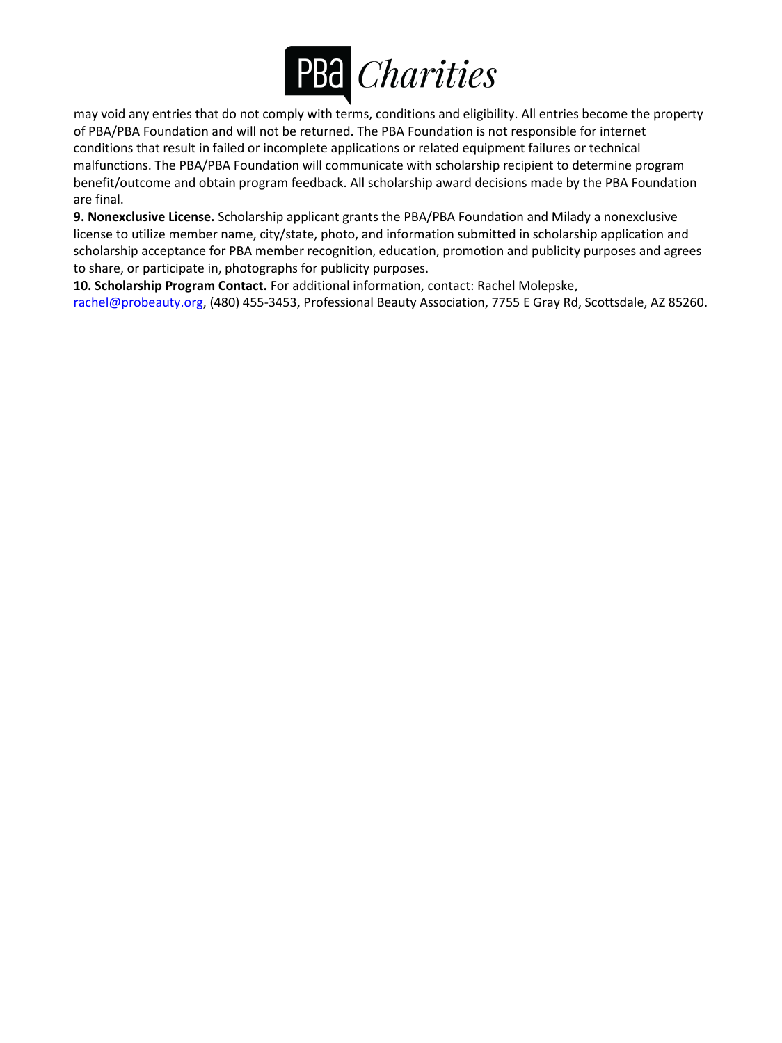may void any entries that do not comply with terms, conditions and eligibility. All entries become the property of PBA/PBA Foundation and will not be returned. The PBA Foundation is not responsible for internet conditions that result in failed or incomplete applications or related equipment failures or technical malfunctions. The PBA/PBA Foundation will communicate with scholarship recipient to determine program benefit/outcome and obtain program feedback. All scholarship award decisions made by the PBA Foundation are final.

**9. Nonexclusive License.** Scholarship applicant grants the PBA/PBA Foundation and Milady a nonexclusive license to utilize member name, city/state, photo, and information submitted in scholarship application and scholarship acceptance for PBA member recognition, education, promotion and publicity purposes and agrees to share, or participate in, photographs for publicity purposes.

**10. Scholarship Program Contact.** For additional information, contact: Rachel Molepske, rachel@probeauty.org, (480) 455-3453, Professional Beauty Association, 7755 E Gray Rd, Scottsdale, AZ 85260.